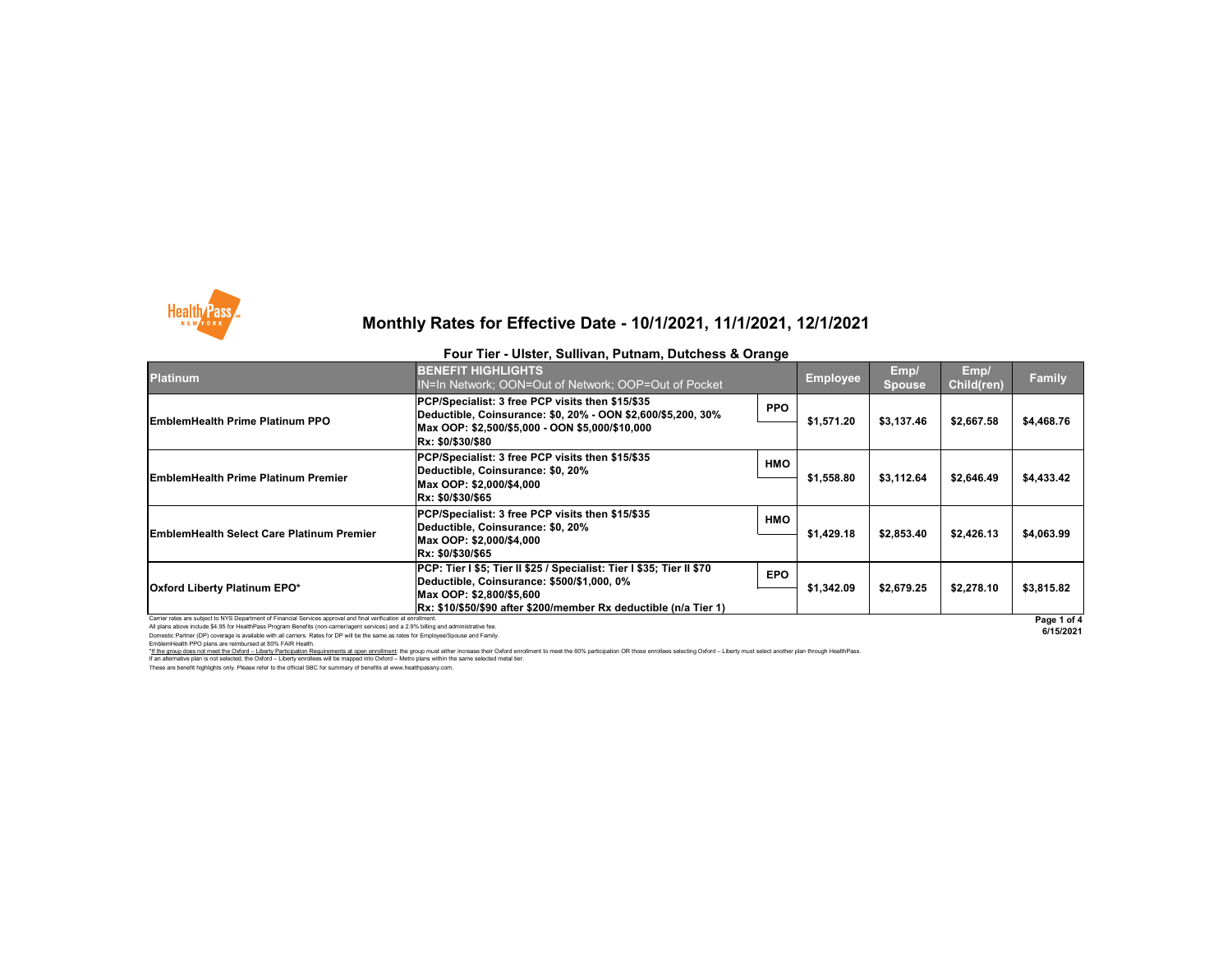# Monthly Rates for Effective Date - 10/1/2021, 11/1/2021, 12/1/2021

## Four Tier - Ulster, Sullivan, Putnam, Dutchess & Orange

| Platinum | BENEFIT HIGHLIGHTS<br>IN=In Network; OON=Out of Network; OOP=Out of Pocket | | Employee | Emp/ Spouse | Emp/ Child(ren) | Family |
|---|---|---|---|---|---|---|
| **EmblemHealth Prime Platinum PPO** | **PCP/Specialist: 3 free PCP visits then $15/$35<br>Deductible, Coinsurance: $0, 20% - OON $2,600/$5,200, 30%<br>Max OOP: $2,500/$5,000 - OON $5,000/$10,000<br>Rx: $0/$30/$80** | **PPO** | **$1,571.20** | **$3,137.46** | **$2,667.58** | **$4,468.76** |
| **EmblemHealth Prime Platinum Premier** | **PCP/Specialist: 3 free PCP visits then $15/$35<br>Deductible, Coinsurance: $0, 20%<br>Max OOP: $2,000/$4,000<br>Rx: $0/$30/$65** | **HMO** | **$1,558.80** | **$3,112.64** | **$2,646.49** | **$4,433.42** |
| **EmblemHealth Select Care Platinum Premier** | **PCP/Specialist: 3 free PCP visits then $15/$35<br>Deductible, Coinsurance: $0, 20%<br>Max OOP: $2,000/$4,000<br>Rx: $0/$30/$65** | **HMO** | **$1,429.18** | **$2,853.40** | **$2,426.13** | **$4,063.99** |
| **Oxford Liberty Platinum EPO*** | **PCP: Tier I $5; Tier II $25 / Specialist: Tier I $35; Tier II $70<br>Deductible, Coinsurance: $500/$1,000, 0%<br>Max OOP: $2,800/$5,600<br>Rx: $10/$50/$90 after $200/member Rx deductible (n/a Tier 1)** | **EPO** | **$1,342.09** | **$2,679.25** | **$2,278.10** | **$3,815.82** |

Carrier rates are subject to NYS Department of Financial Services approval and final verification at enrollment.
All plans above include $4.95 for HealthPass Program Benefits (non-carrier/agent services) and a 2.9% billing and administrative fee.
Domestic Partner (DP) coverage is available with all carriers. Rates for DP will be the same as rates for Employee/Spouse and Family.
EmblemHealth PPO plans are reimbursed at 80% FAIR Health.
*If the group does not meet the Oxford – Liberty Participation Requirements at open enrollment: the group must either increase their Oxford enrollment to meet the 60% participation OR those enrollees selecting Oxford – Liberty must select another plan through HealthPass.
If an alternative plan is not selected, the Oxford – Liberty enrollees will be mapped into Oxford – Metro plans within the same selected metal tier.
These are benefit highlights only. Please refer to the official SBC for summary of benefits at www.healthpassny.com.

6/15/2021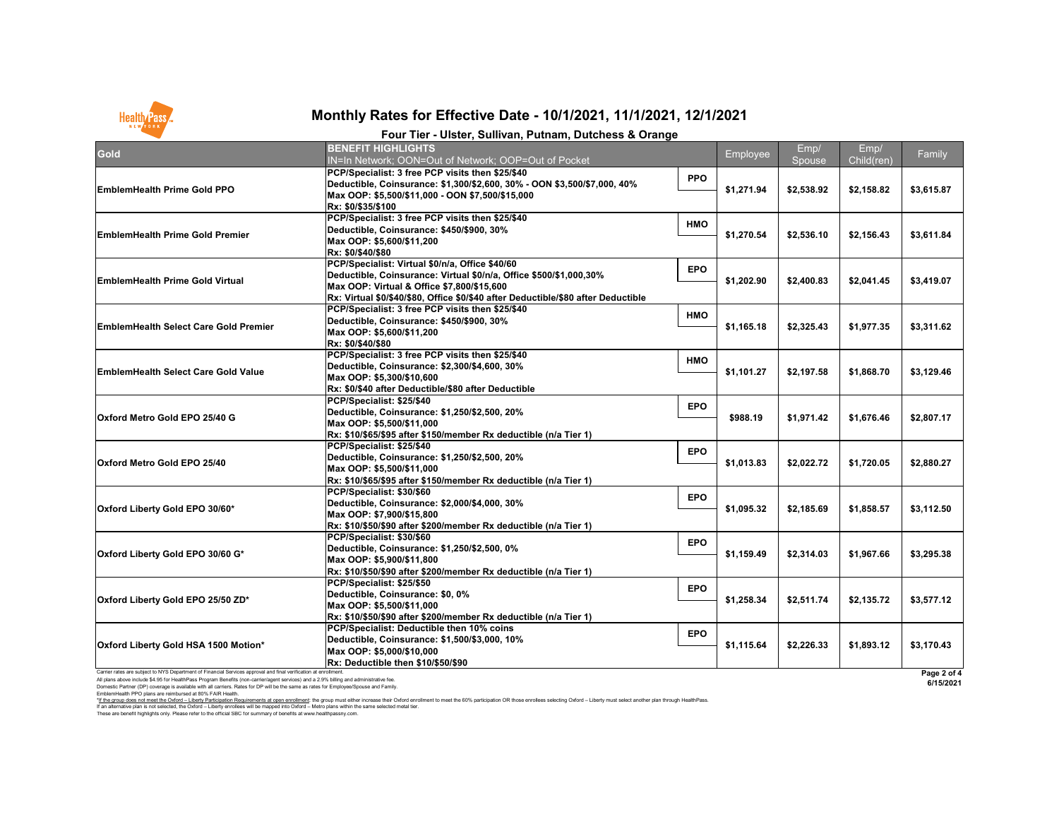# Monthly Rates for Effective Date - 10/1/2021, 11/1/2021, 12/1/2021

## Four Tier - Ulster, Sullivan, Putnam, Dutchess & Orange

| Gold | BENEFIT HIGHLIGHTS<br>IN=In Network; OON=Out of Network; OOP=Out of Pocket | | Employee | Emp/ Spouse | Emp/ Child(ren) | Family |
|---|---|---|---|---|---|---|
| EmblemHealth Prime Gold PPO | PCP/Specialist: 3 free PCP visits then $25/$40<br>Deductible, Coinsurance: $1,300/$2,600, 30% - OON $3,500/$7,000, 40%<br>Max OOP: $5,500/$11,000 - OON $7,500/$15,000<br>Rx: $0/$35/$100 | PPO | $1,271.94 | $2,538.92 | $2,158.82 | $3,615.87 |
| EmblemHealth Prime Gold Premier | PCP/Specialist: 3 free PCP visits then $25/$40<br>Deductible, Coinsurance: $450/$900, 30%<br>Max OOP: $5,600/$11,200<br>Rx: $0/$40/$80 | HMO | $1,270.54 | $2,536.10 | $2,156.43 | $3,611.84 |
| EmblemHealth Prime Gold Virtual | PCP/Specialist: Virtual $0/n/a, Office $40/60<br>Deductible, Coinsurance: Virtual $0/n/a, Office $500/$1,000,30%<br>Max OOP: Virtual & Office $7,800/$15,600<br>Rx: Virtual $0/$40/$80, Office $0/$40 after Deductible/$80 after Deductible | EPO | $1,202.90 | $2,400.83 | $2,041.45 | $3,419.07 |
| EmblemHealth Select Care Gold Premier | PCP/Specialist: 3 free PCP visits then $25/$40<br>Deductible, Coinsurance: $450/$900, 30%<br>Max OOP: $5,600/$11,200<br>Rx: $0/$40/$80 | HMO | $1,165.18 | $2,325.43 | $1,977.35 | $3,311.62 |
| EmblemHealth Select Care Gold Value | PCP/Specialist: 3 free PCP visits then $25/$40<br>Deductible, Coinsurance: $2,300/$4,600, 30%<br>Max OOP: $5,300/$10,600<br>Rx: $0/$40 after Deductible/$80 after Deductible | HMO | $1,101.27 | $2,197.58 | $1,868.70 | $3,129.46 |
| Oxford Metro Gold EPO 25/40 G | PCP/Specialist: $25/$40<br>Deductible, Coinsurance: $1,250/$2,500, 20%<br>Max OOP: $5,500/$11,000<br>Rx: $10/$65/$95 after $150/member Rx deductible (n/a Tier 1) | EPO | $988.19 | $1,971.42 | $1,676.46 | $2,807.17 |
| Oxford Metro Gold EPO 25/40 | PCP/Specialist: $25/$40<br>Deductible, Coinsurance: $1,250/$2,500, 20%<br>Max OOP: $5,500/$11,000<br>Rx: $10/$65/$95 after $150/member Rx deductible (n/a Tier 1) | EPO | $1,013.83 | $2,022.72 | $1,720.05 | $2,880.27 |
| Oxford Liberty Gold EPO 30/60* | PCP/Specialist: $30/$60<br>Deductible, Coinsurance: $2,000/$4,000, 30%<br>Max OOP: $7,900/$15,800<br>Rx: $10/$50/$90 after $200/member Rx deductible (n/a Tier 1) | EPO | $1,095.32 | $2,185.69 | $1,858.57 | $3,112.50 |
| Oxford Liberty Gold EPO 30/60 G* | PCP/Specialist: $30/$60<br>Deductible, Coinsurance: $1,250/$2,500, 0%<br>Max OOP: $5,900/$11,800<br>Rx: $10/$50/$90 after $200/member Rx deductible (n/a Tier 1) | EPO | $1,159.49 | $2,314.03 | $1,967.66 | $3,295.38 |
| Oxford Liberty Gold EPO 25/50 ZD* | PCP/Specialist: $25/$50<br>Deductible, Coinsurance: $0, 0%<br>Max OOP: $5,500/$11,000<br>Rx: $10/$50/$90 after $200/member Rx deductible (n/a Tier 1) | EPO | $1,258.34 | $2,511.74 | $2,135.72 | $3,577.12 |
| Oxford Liberty Gold HSA 1500 Motion* | PCP/Specialist: Deductible then 10% coins<br>Deductible, Coinsurance: $1,500/$3,000, 10%<br>Max OOP: $5,000/$10,000<br>Rx: Deductible then $10/$50/$90 | EPO | $1,115.64 | $2,226.33 | $1,893.12 | $3,170.43 |

Carrier rates are subject to NYS Department of Financial Services approval and final verification at enrollment.
All plans above include $4.95 for HealthPass Program Benefits (non-carrier/agent services) and a 2.9% billing and administrative fee.
Domestic Partner (DP) coverage is available with all carriers. Rates for DP will be the same as rates for Employee/Spouse and Family.
EmblemHealth PPO plans are reimbursed at 80% FAIR Health.
*If the group does not meet the Oxford – Liberty Participation Requirements at open enrollment: the group must either increase their Oxford enrollment to meet the 60% participation OR those enrollees selecting Oxford – Liberty must select another plan through HealthPass.
If an alternative plan is not selected, the Oxford – Liberty enrollees will be mapped into Oxford – Metro plans within the same selected metal tier.
These are benefit highlights only. Please refer to the official SBC for summary of benefits at www.healthpassny.com.

6/15/2021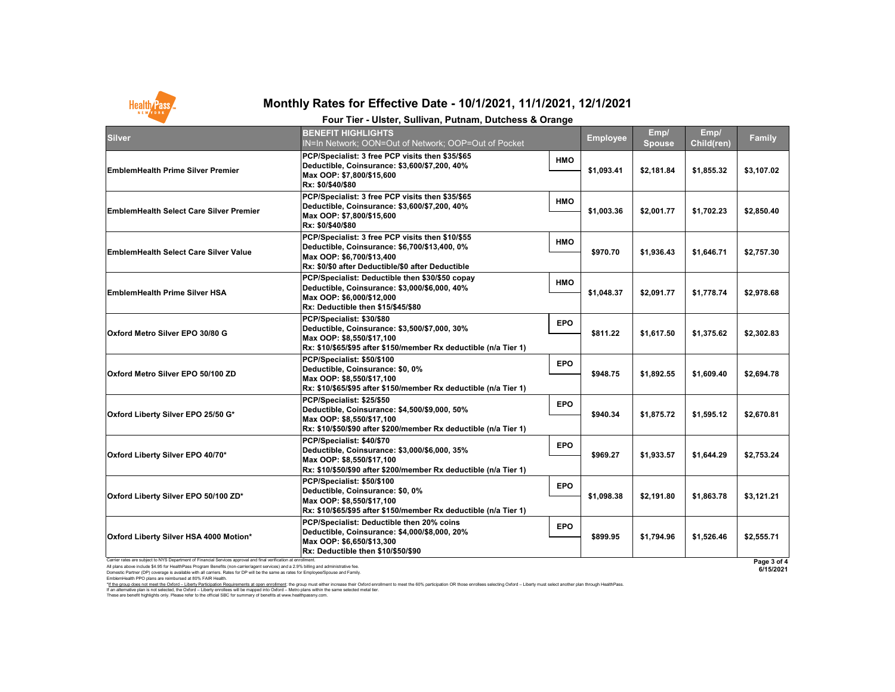# Monthly Rates for Effective Date - 10/1/2021, 11/1/2021, 12/1/2021

## Four Tier - Ulster, Sullivan, Putnam, Dutchess & Orange

| Silver | BENEFIT HIGHLIGHTS<br>IN=In Network; OON=Out of Network; OOP=Out of Pocket | | Employee | Emp/ Spouse | Emp/ Child(ren) | Family |
|---|---|---|---|---|---|---|
| EmblemHealth Prime Silver Premier | PCP/Specialist: 3 free PCP visits then $35/$65<br>Deductible, Coinsurance: $3,600/$7,200, 40%<br>Max OOP: $7,800/$15,600<br>Rx: $0/$40/$80 | HMO | $1,093.41 | $2,181.84 | $1,855.32 | $3,107.02 |
| EmblemHealth Select Care Silver Premier | PCP/Specialist: 3 free PCP visits then $35/$65<br>Deductible, Coinsurance: $3,600/$7,200, 40%<br>Max OOP: $7,800/$15,600<br>Rx: $0/$40/$80 | HMO | $1,003.36 | $2,001.77 | $1,702.23 | $2,850.40 |
| EmblemHealth Select Care Silver Value | PCP/Specialist: 3 free PCP visits then $10/$55<br>Deductible, Coinsurance: $6,700/$13,400, 0%<br>Max OOP: $6,700/$13,400<br>Rx: $0/$0 after Deductible/$0 after Deductible | HMO | $970.70 | $1,936.43 | $1,646.71 | $2,757.30 |
| EmblemHealth Prime Silver HSA | PCP/Specialist: Deductible then $30/$50 copay<br>Deductible, Coinsurance: $3,000/$6,000, 40%<br>Max OOP: $6,000/$12,000<br>Rx: Deductible then $15/$45/$80 | HMO | $1,048.37 | $2,091.77 | $1,778.74 | $2,978.68 |
| Oxford Metro Silver EPO 30/80 G | PCP/Specialist: $30/$80<br>Deductible, Coinsurance: $3,500/$7,000, 30%<br>Max OOP: $8,550/$17,100<br>Rx: $10/$65/$95 after $150/member Rx deductible (n/a Tier 1) | EPO | $811.22 | $1,617.50 | $1,375.62 | $2,302.83 |
| Oxford Metro Silver EPO 50/100 ZD | PCP/Specialist: $50/$100<br>Deductible, Coinsurance: $0, 0%<br>Max OOP: $8,550/$17,100<br>Rx: $10/$65/$95 after $150/member Rx deductible (n/a Tier 1) | EPO | $948.75 | $1,892.55 | $1,609.40 | $2,694.78 |
| Oxford Liberty Silver EPO 25/50 G* | PCP/Specialist: $25/$50<br>Deductible, Coinsurance: $4,500/$9,000, 50%<br>Max OOP: $8,550/$17,100<br>Rx: $10/$50/$90 after $200/member Rx deductible (n/a Tier 1) | EPO | $940.34 | $1,875.72 | $1,595.12 | $2,670.81 |
| Oxford Liberty Silver EPO 40/70* | PCP/Specialist: $40/$70<br>Deductible, Coinsurance: $3,000/$6,000, 35%<br>Max OOP: $8,550/$17,100<br>Rx: $10/$50/$90 after $200/member Rx deductible (n/a Tier 1) | EPO | $969.27 | $1,933.57 | $1,644.29 | $2,753.24 |
| Oxford Liberty Silver EPO 50/100 ZD* | PCP/Specialist: $50/$100<br>Deductible, Coinsurance: $0, 0%<br>Max OOP: $8,550/$17,100<br>Rx: $10/$65/$95 after $150/member Rx deductible (n/a Tier 1) | EPO | $1,098.38 | $2,191.80 | $1,863.78 | $3,121.21 |
| Oxford Liberty Silver HSA 4000 Motion* | PCP/Specialist: Deductible then 20% coins<br>Deductible, Coinsurance: $4,000/$8,000, 20%<br>Max OOP: $6,650/$13,300<br>Rx: Deductible then $10/$50/$90 | EPO | $899.95 | $1,794.96 | $1,526.46 | $2,555.71 |

Carrier rates are subject to NYS Department of Financial Services approval and final verification at enrollment.
All plans above include $4.95 for HealthPass Program Benefits (non-carrier/agent services) and a 2.9% billing and administrative fee.
Domestic Partner (DP) coverage is available with all carriers. Rates for DP will be the same as rates for Employee/Spouse and Family.
EmblemHealth PPO plans are reimbursed at 80% FAIR Health.
*If the group does not meet the Oxford – Liberty Participation Requirements at open enrollment: the group must either increase their Oxford enrollment to meet the 60% participation OR those enrollees selecting Oxford – Liberty must select another plan through HealthPass.
If an alternative plan is not selected, the Oxford – Liberty enrollees will be mapped into Oxford – Metro plans within the same selected metal tier.
These are benefit highlights only. Please refer to the official SBC for summary of benefits at www.healthpassny.com.

6/15/2021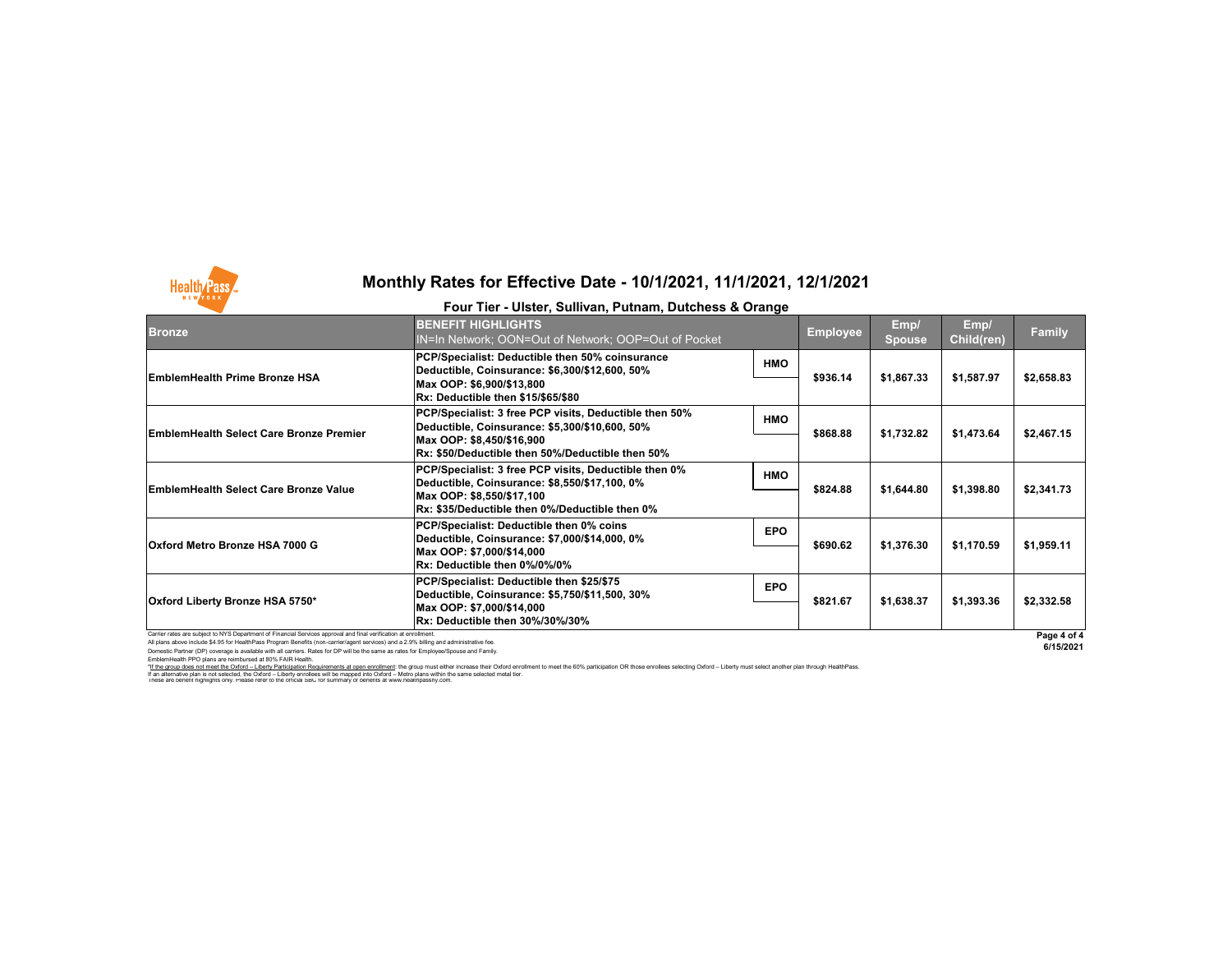# Monthly Rates for Effective Date - 10/1/2021, 11/1/2021, 12/1/2021

## Four Tier - Ulster, Sullivan, Putnam, Dutchess & Orange

| Bronze | BENEFIT HIGHLIGHTS<br>IN=In Network; OON=Out of Network; OOP=Out of Pocket | | Employee | Emp/ Spouse | Emp/ Child(ren) | Family |
|---|---|---|---|---|---|---|
| EmblemHealth Prime Bronze HSA | PCP/Specialist: Deductible then 50% coinsurance<br>Deductible, Coinsurance: $6,300/$12,600, 50%<br>Max OOP: $6,900/$13,800<br>Rx: Deductible then $15/$65/$80 | HMO | $936.14 | $1,867.33 | $1,587.97 | $2,658.83 |
| EmblemHealth Select Care Bronze Premier | PCP/Specialist: 3 free PCP visits, Deductible then 50%<br>Deductible, Coinsurance: $5,300/$10,600, 50%<br>Max OOP: $8,450/$16,900<br>Rx: $50/Deductible then 50%/Deductible then 50% | HMO | $868.88 | $1,732.82 | $1,473.64 | $2,467.15 |
| EmblemHealth Select Care Bronze Value | PCP/Specialist: 3 free PCP visits, Deductible then 0%<br>Deductible, Coinsurance: $8,550/$17,100, 0%<br>Max OOP: $8,550/$17,100<br>Rx: $35/Deductible then 0%/Deductible then 0% | HMO | $824.88 | $1,644.80 | $1,398.80 | $2,341.73 |
| Oxford Metro Bronze HSA 7000 G | PCP/Specialist: Deductible then 0% coins<br>Deductible, Coinsurance: $7,000/$14,000, 0%<br>Max OOP: $7,000/$14,000<br>Rx: Deductible then 0%/0%/0% | EPO | $690.62 | $1,376.30 | $1,170.59 | $1,959.11 |
| Oxford Liberty Bronze HSA 5750* | PCP/Specialist: Deductible then $25/$75<br>Deductible, Coinsurance: $5,750/$11,500, 30%<br>Max OOP: $7,000/$14,000<br>Rx: Deductible then 30%/30%/30% | EPO | $821.67 | $1,638.37 | $1,393.36 | $2,332.58 |

Carrier rates are subject to NYS Department of Financial Services approval and final verification at enrollment.

All plans above include $4.95 for HealthPass Program Benefits (non-carrier/agent services) and a 2.9% billing and administrative fee.

Domestic Partner (DP) coverage is available with all carriers. Rates for DP will be the same as rates for Employee/Spouse and Family.

EmblemHealth PPO plans are reimbursed at 80% FAIR Health.

*If the group does not meet the Oxford – Liberty Participation Requirements at open enrollment: the group must either increase their Oxford enrollment to meet the 60% participation OR those enrollees selecting Oxford – Liberty must select another plan through HealthPass.

If an alternative plan is not selected, the Oxford – Liberty enrollees will be mapped into Oxford – Metro plans within the same selected metal tier.

These are benefit highlights only. Please refer to the official SBC for summary of benefits at www.healthpassny.com.

6/15/2021